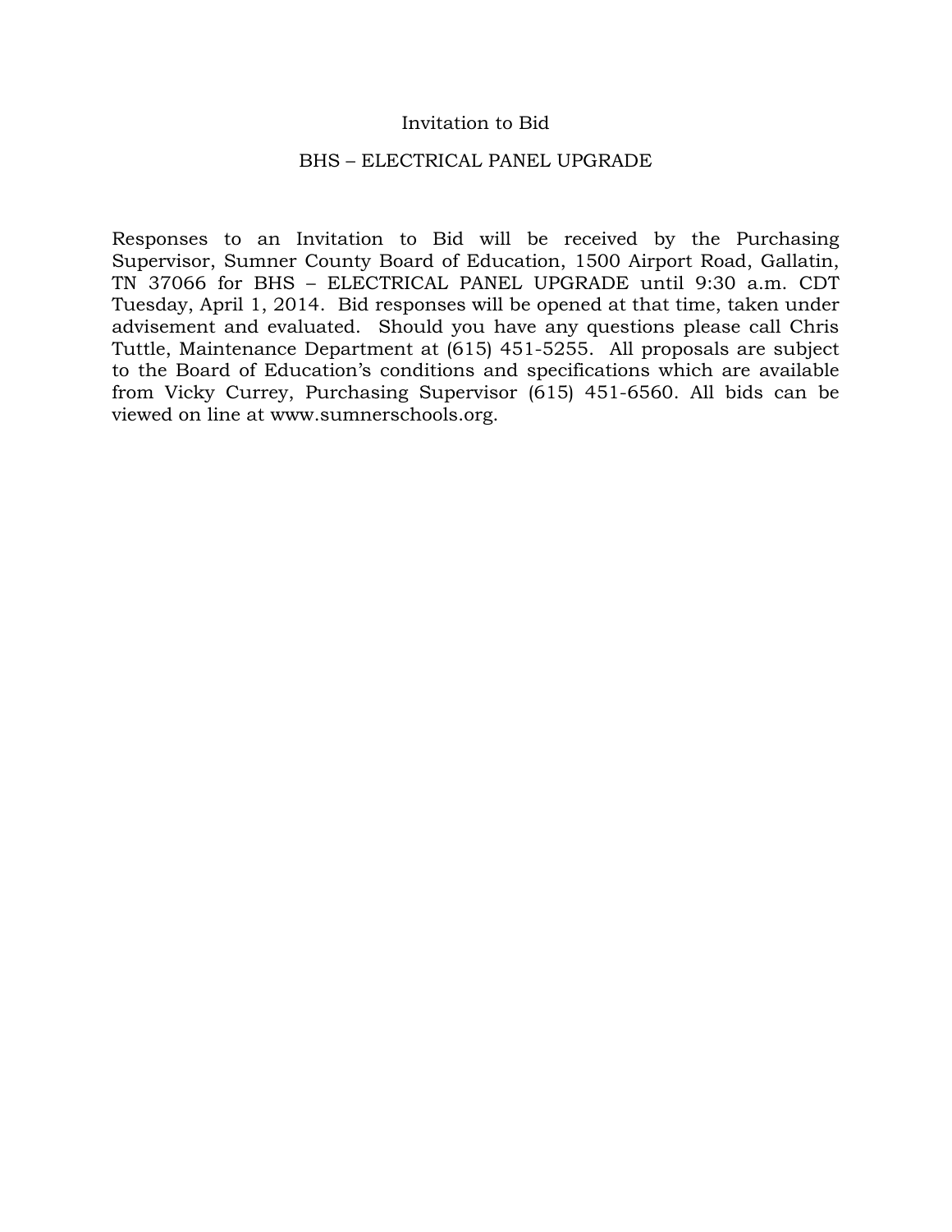# Invitation to Bid

## BHS – ELECTRICAL PANEL UPGRADE

Responses to an Invitation to Bid will be received by the Purchasing Supervisor, Sumner County Board of Education, 1500 Airport Road, Gallatin, TN 37066 for BHS – ELECTRICAL PANEL UPGRADE until 9:30 a.m. CDT Tuesday, April 1, 2014. Bid responses will be opened at that time, taken under advisement and evaluated. Should you have any questions please call Chris Tuttle, Maintenance Department at (615) 451-5255. All proposals are subject to the Board of Education's conditions and specifications which are available from Vicky Currey, Purchasing Supervisor (615) 451-6560. All bids can be viewed on line at www.sumnerschools.org.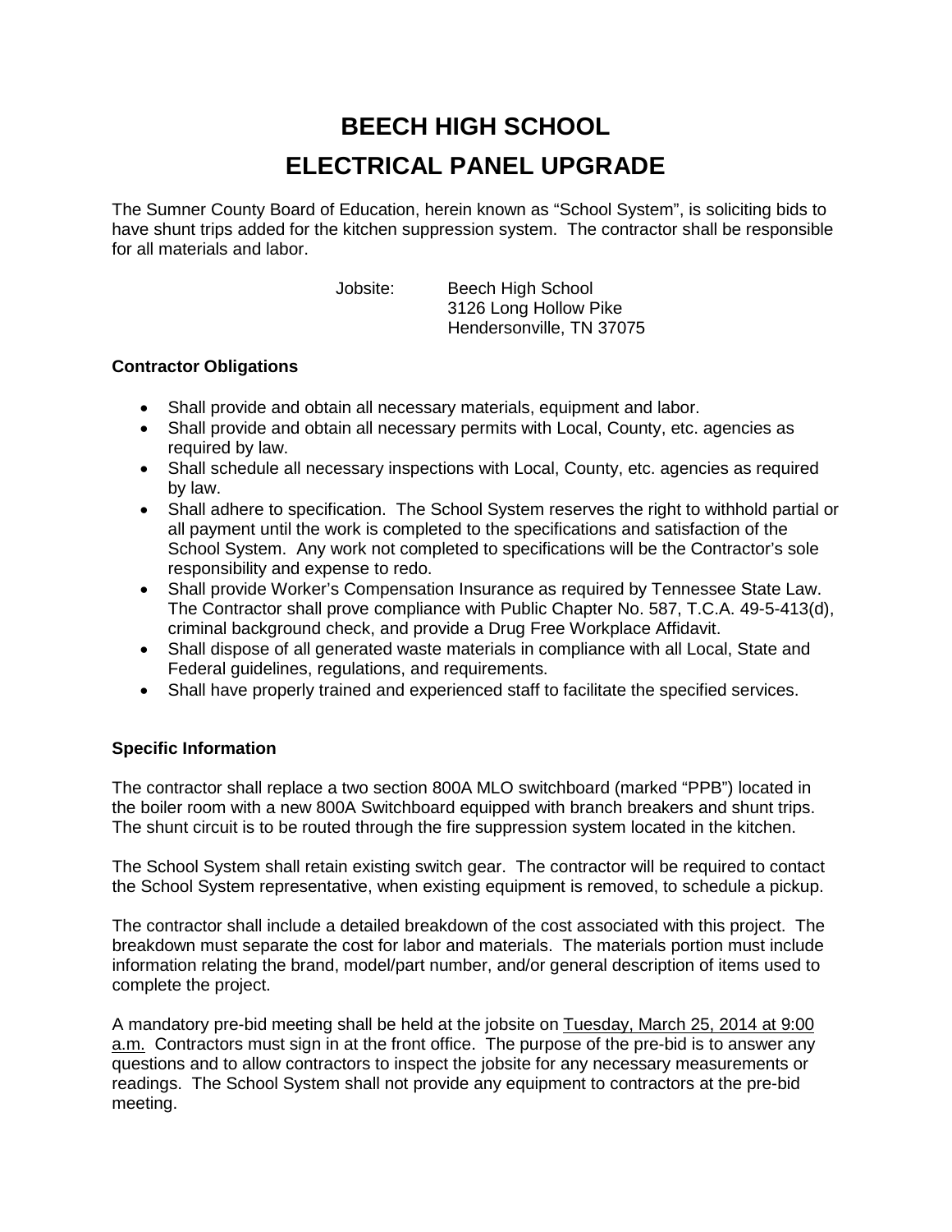# BEECH HIGH SCHOOL
# ELECTRICAL PANEL UPGRADE

The Sumner County Board of Education, herein known as "School System", is soliciting bids to have shunt trips added for the kitchen suppression system. The contractor shall be responsible for all materials and labor.

Jobsite: Beech High School
3126 Long Hollow Pike
Hendersonville, TN 37075

**Contractor Obligations**

- Shall provide and obtain all necessary materials, equipment and labor.
- Shall provide and obtain all necessary permits with Local, County, etc. agencies as required by law.
- Shall schedule all necessary inspections with Local, County, etc. agencies as required by law.
- Shall adhere to specification. The School System reserves the right to withhold partial or all payment until the work is completed to the specifications and satisfaction of the School System. Any work not completed to specifications will be the Contractor's sole responsibility and expense to redo.
- Shall provide Worker's Compensation Insurance as required by Tennessee State Law. The Contractor shall prove compliance with Public Chapter No. 587, T.C.A. 49-5-413(d), criminal background check, and provide a Drug Free Workplace Affidavit.
- Shall dispose of all generated waste materials in compliance with all Local, State and Federal guidelines, regulations, and requirements.
- Shall have properly trained and experienced staff to facilitate the specified services.

**Specific Information**

The contractor shall replace a two section 800A MLO switchboard (marked "PPB") located in the boiler room with a new 800A Switchboard equipped with branch breakers and shunt trips. The shunt circuit is to be routed through the fire suppression system located in the kitchen.

The School System shall retain existing switch gear. The contractor will be required to contact the School System representative, when existing equipment is removed, to schedule a pickup.

The contractor shall include a detailed breakdown of the cost associated with this project. The breakdown must separate the cost for labor and materials. The materials portion must include information relating the brand, model/part number, and/or general description of items used to complete the project.

A mandatory pre-bid meeting shall be held at the jobsite on Tuesday, March 25, 2014 at 9:00 a.m. Contractors must sign in at the front office. The purpose of the pre-bid is to answer any questions and to allow contractors to inspect the jobsite for any necessary measurements or readings. The School System shall not provide any equipment to contractors at the pre-bid meeting.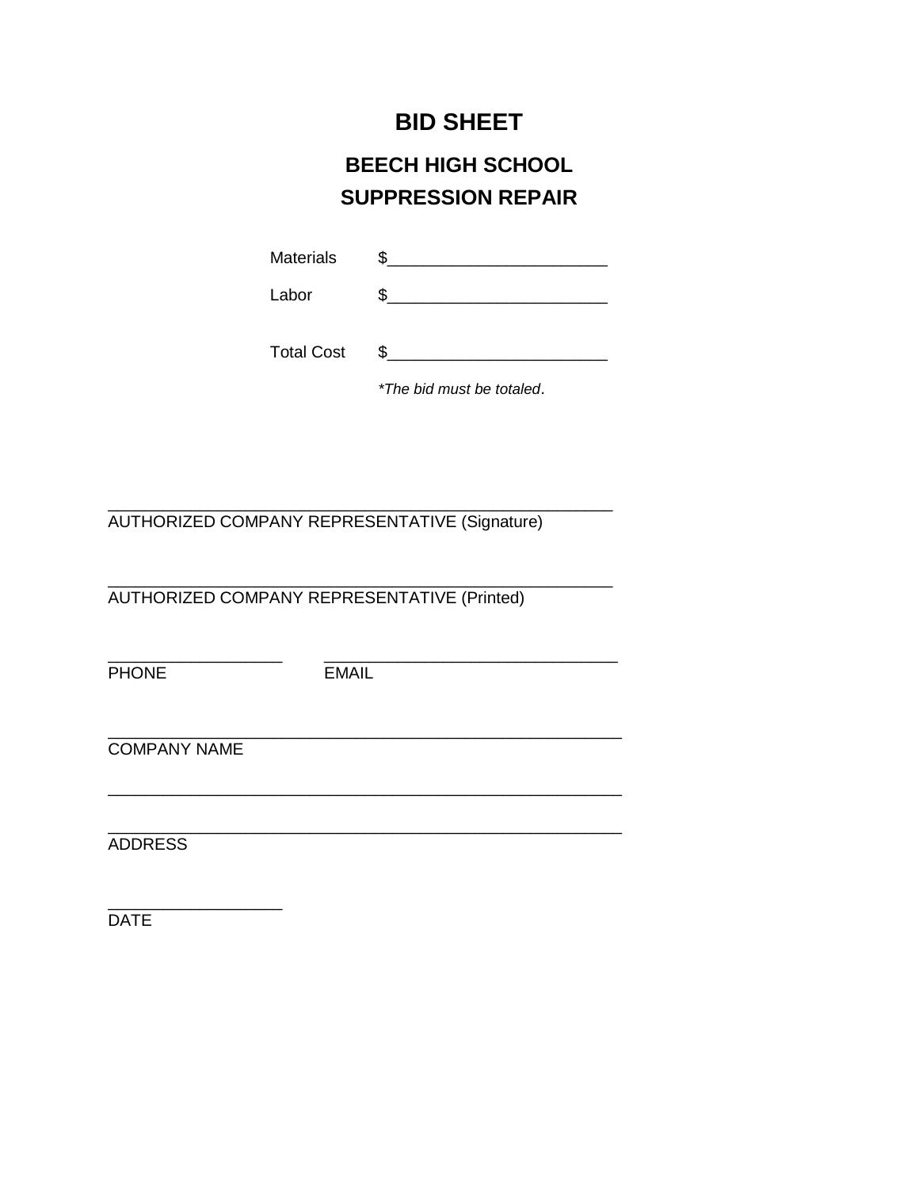# BID SHEET

## BEECH HIGH SCHOOL
## SUPPRESSION REPAIR

Materials $________________________

Labor $________________________

Total Cost $________________________

*\*The bid must be totaled*.

________________________________________________________
AUTHORIZED COMPANY REPRESENTATIVE (Signature)

________________________________________________________
AUTHORIZED COMPANY REPRESENTATIVE (Printed)

____________________ ________________________________
PHONE EMAIL

________________________________________________________
COMPANY NAME

________________________________________________________

________________________________________________________
ADDRESS

____________________
DATE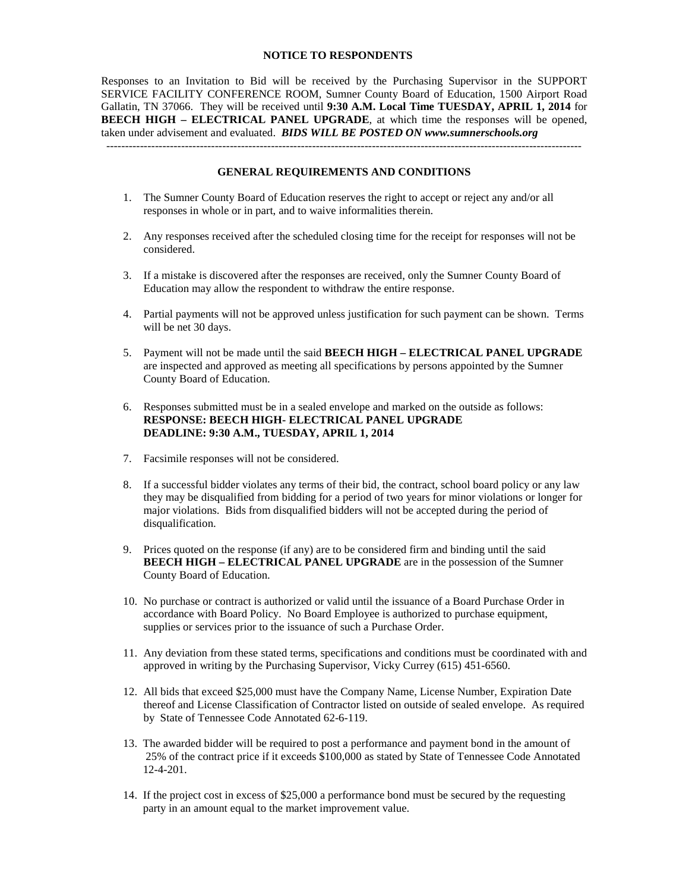## NOTICE TO RESPONDENTS

Responses to an Invitation to Bid will be received by the Purchasing Supervisor in the SUPPORT SERVICE FACILITY CONFERENCE ROOM, Sumner County Board of Education, 1500 Airport Road Gallatin, TN 37066. They will be received until **9:30 A.M. Local Time TUESDAY, APRIL 1, 2014** for **BEECH HIGH – ELECTRICAL PANEL UPGRADE**, at which time the responses will be opened, taken under advisement and evaluated. ***BIDS WILL BE POSTED ON www.sumnerschools.org***

---

## GENERAL REQUIREMENTS AND CONDITIONS

1. The Sumner County Board of Education reserves the right to accept or reject any and/or all responses in whole or in part, and to waive informalities therein.

2. Any responses received after the scheduled closing time for the receipt for responses will not be considered.

3. If a mistake is discovered after the responses are received, only the Sumner County Board of Education may allow the respondent to withdraw the entire response.

4. Partial payments will not be approved unless justification for such payment can be shown. Terms will be net 30 days.

5. Payment will not be made until the said **BEECH HIGH – ELECTRICAL PANEL UPGRADE** are inspected and approved as meeting all specifications by persons appointed by the Sumner County Board of Education.

6. Responses submitted must be in a sealed envelope and marked on the outside as follows:
   **RESPONSE: BEECH HIGH- ELECTRICAL PANEL UPGRADE**
   **DEADLINE: 9:30 A.M., TUESDAY, APRIL 1, 2014**

7. Facsimile responses will not be considered.

8. If a successful bidder violates any terms of their bid, the contract, school board policy or any law they may be disqualified from bidding for a period of two years for minor violations or longer for major violations. Bids from disqualified bidders will not be accepted during the period of disqualification.

9. Prices quoted on the response (if any) are to be considered firm and binding until the said **BEECH HIGH – ELECTRICAL PANEL UPGRADE** are in the possession of the Sumner County Board of Education.

10. No purchase or contract is authorized or valid until the issuance of a Board Purchase Order in accordance with Board Policy. No Board Employee is authorized to purchase equipment, supplies or services prior to the issuance of such a Purchase Order.

11. Any deviation from these stated terms, specifications and conditions must be coordinated with and approved in writing by the Purchasing Supervisor, Vicky Currey (615) 451-6560.

12. All bids that exceed $25,000 must have the Company Name, License Number, Expiration Date thereof and License Classification of Contractor listed on outside of sealed envelope. As required by State of Tennessee Code Annotated 62-6-119.

13. The awarded bidder will be required to post a performance and payment bond in the amount of 25% of the contract price if it exceeds $100,000 as stated by State of Tennessee Code Annotated 12-4-201.

14. If the project cost in excess of $25,000 a performance bond must be secured by the requesting party in an amount equal to the market improvement value.